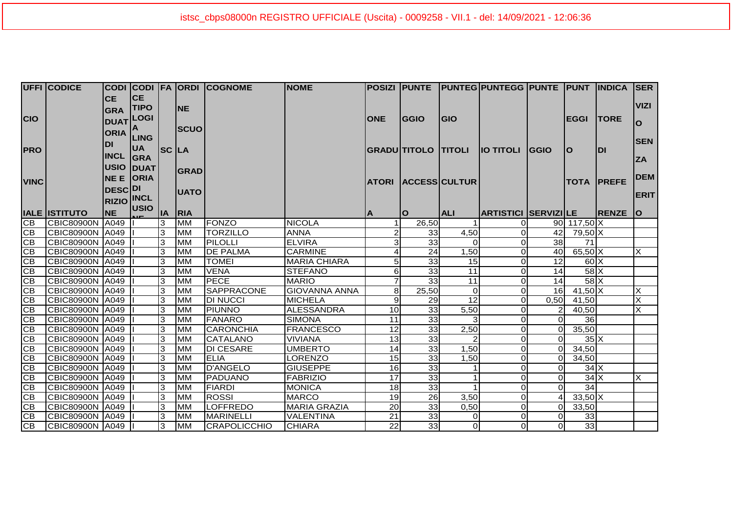istsc_cbps08000n REGISTRO UFFICIALE (Uscita) - 0009258 - VII.1 - del: 14/09/2021 - 12:06:36

| UFFICIO PROVINCIALE | CODICE ISTITUTO | CODICE GRADUATORIA DI INCLUSIONE DESCRIZIONE | CODICE TIPOLOGIA GRADUATORIA DI INCLUSIONE | FASCIA | ORDINE SCUOLA GRADUATORIA | COGNOME | NOME | POSIZIONE GRADUATORIA | PUNTEGGIO TITOLO ACCESSO | PUNTEGGIO TITOLI CULTURALI | PUNTEGGIO TITOLI ARTISTICI | PUNTEGGIO SERVIZI | PUNTEGGIO TOTALE | INDICATORE DI PREFERENZE | SERVIZIO SENZA DEMERITO |
|---|---|---|---|---|---|---|---|---|---|---|---|---|---|---|---|
| CB | CBIC80900N | A049 | I | 3 | MM | FONZO | NICOLA | 1 | 26,50 | 1 | 0 | 90 | 117,50 | X | |
| CB | CBIC80900N | A049 | I | 3 | MM | TORZILLO | ANNA | 2 | 33 | 4,50 | 0 | 42 | 79,50 | X | |
| CB | CBIC80900N | A049 | I | 3 | MM | PILOLLI | ELVIRA | 3 | 33 | 0 | 0 | 38 | 71 | | |
| CB | CBIC80900N | A049 | I | 3 | MM | DE PALMA | CARMINE | 4 | 24 | 1,50 | 0 | 40 | 65,50 | X | X |
| CB | CBIC80900N | A049 | I | 3 | MM | TOMEI | MARIA CHIARA | 5 | 33 | 15 | 0 | 12 | 60 | X | |
| CB | CBIC80900N | A049 | I | 3 | MM | VENA | STEFANO | 6 | 33 | 11 | 0 | 14 | 58 | X | |
| CB | CBIC80900N | A049 | I | 3 | MM | PECE | MARIO | 7 | 33 | 11 | 0 | 14 | 58 | X | |
| CB | CBIC80900N | A049 | I | 3 | MM | SAPPRACONE | GIOVANNA ANNA | 8 | 25,50 | 0 | 0 | 16 | 41,50 | X | X |
| CB | CBIC80900N | A049 | I | 3 | MM | DI NUCCI | MICHELA | 9 | 29 | 12 | 0 | 0,50 | 41,50 | | X |
| CB | CBIC80900N | A049 | I | 3 | MM | PIUNNO | ALESSANDRA | 10 | 33 | 5,50 | 0 | 2 | 40,50 | | X |
| CB | CBIC80900N | A049 | I | 3 | MM | FANARO | SIMONA | 11 | 33 | 3 | 0 | 0 | 36 | | |
| CB | CBIC80900N | A049 | I | 3 | MM | CARONCHIA | FRANCESCO | 12 | 33 | 2,50 | 0 | 0 | 35,50 | | |
| CB | CBIC80900N | A049 | I | 3 | MM | CATALANO | VIVIANA | 13 | 33 | 2 | 0 | 0 | 35 | X | |
| CB | CBIC80900N | A049 | I | 3 | MM | DI CESARE | UMBERTO | 14 | 33 | 1,50 | 0 | 0 | 34,50 | | |
| CB | CBIC80900N | A049 | I | 3 | MM | ELIA | LORENZO | 15 | 33 | 1,50 | 0 | 0 | 34,50 | | |
| CB | CBIC80900N | A049 | I | 3 | MM | D'ANGELO | GIUSEPPE | 16 | 33 | 1 | 0 | 0 | 34 | X | |
| CB | CBIC80900N | A049 | I | 3 | MM | PADUANO | FABRIZIO | 17 | 33 | 1 | 0 | 0 | 34 | X | X |
| CB | CBIC80900N | A049 | I | 3 | MM | FIARDI | MONICA | 18 | 33 | 1 | 0 | 0 | 34 | | |
| CB | CBIC80900N | A049 | I | 3 | MM | ROSSI | MARCO | 19 | 26 | 3,50 | 0 | 4 | 33,50 | X | |
| CB | CBIC80900N | A049 | I | 3 | MM | LOFFREDO | MARIA GRAZIA | 20 | 33 | 0,50 | 0 | 0 | 33,50 | | |
| CB | CBIC80900N | A049 | I | 3 | MM | MARINELLI | VALENTINA | 21 | 33 | 0 | 0 | 0 | 33 | | |
| CB | CBIC80900N | A049 | I | 3 | MM | CRAPOLICCHIO | CHIARA | 22 | 33 | 0 | 0 | 0 | 33 | | |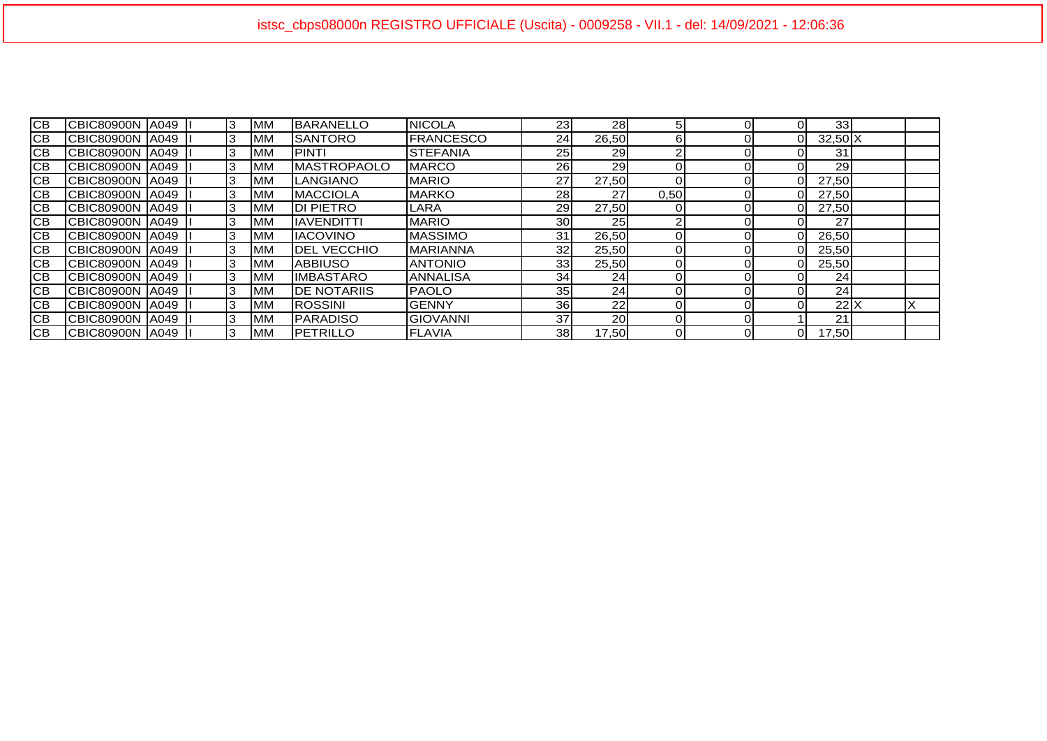| | | | | | | | | | | | | | | | |
|---|---|---|---|---|---|---|---|---|---|---|---|---|---|---|---|
| CB | CBIC80900N | A049 | I | 3 | MM | BARANELLO | NICOLA | 23 | 28 | 5 | 0 | 0 | 33 | | |
| CB | CBIC80900N | A049 | I | 3 | MM | SANTORO | FRANCESCO | 24 | 26,50 | 6 | 0 | 0 | 32,50 | X | |
| CB | CBIC80900N | A049 | I | 3 | MM | PINTI | STEFANIA | 25 | 29 | 2 | 0 | 0 | 31 | | |
| CB | CBIC80900N | A049 | I | 3 | MM | MASTROPAOLO | MARCO | 26 | 29 | 0 | 0 | 0 | 29 | | |
| CB | CBIC80900N | A049 | I | 3 | MM | LANGIANO | MARIO | 27 | 27,50 | 0 | 0 | 0 | 27,50 | | |
| CB | CBIC80900N | A049 | I | 3 | MM | MACCIOLA | MARKO | 28 | 27 | 0,50 | 0 | 0 | 27,50 | | |
| CB | CBIC80900N | A049 | I | 3 | MM | DI PIETRO | LARA | 29 | 27,50 | 0 | 0 | 0 | 27,50 | | |
| CB | CBIC80900N | A049 | I | 3 | MM | IAVENDITTI | MARIO | 30 | 25 | 2 | 0 | 0 | 27 | | |
| CB | CBIC80900N | A049 | I | 3 | MM | IACOVINO | MASSIMO | 31 | 26,50 | 0 | 0 | 0 | 26,50 | | |
| CB | CBIC80900N | A049 | I | 3 | MM | DEL VECCHIO | MARIANNA | 32 | 25,50 | 0 | 0 | 0 | 25,50 | | |
| CB | CBIC80900N | A049 | I | 3 | MM | ABBIUSO | ANTONIO | 33 | 25,50 | 0 | 0 | 0 | 25,50 | | |
| CB | CBIC80900N | A049 | I | 3 | MM | IMBASTARO | ANNALISA | 34 | 24 | 0 | 0 | 0 | 24 | | |
| CB | CBIC80900N | A049 | I | 3 | MM | DE NOTARIIS | PAOLO | 35 | 24 | 0 | 0 | 0 | 24 | | |
| CB | CBIC80900N | A049 | I | 3 | MM | ROSSINI | GENNY | 36 | 22 | 0 | 0 | 0 | 22 | X | X |
| CB | CBIC80900N | A049 | I | 3 | MM | PARADISO | GIOVANNI | 37 | 20 | 0 | 0 | 1 | 21 | | |
| CB | CBIC80900N | A049 | I | 3 | MM | PETRILLO | FLAVIA | 38 | 17,50 | 0 | 0 | 0 | 17,50 | | |